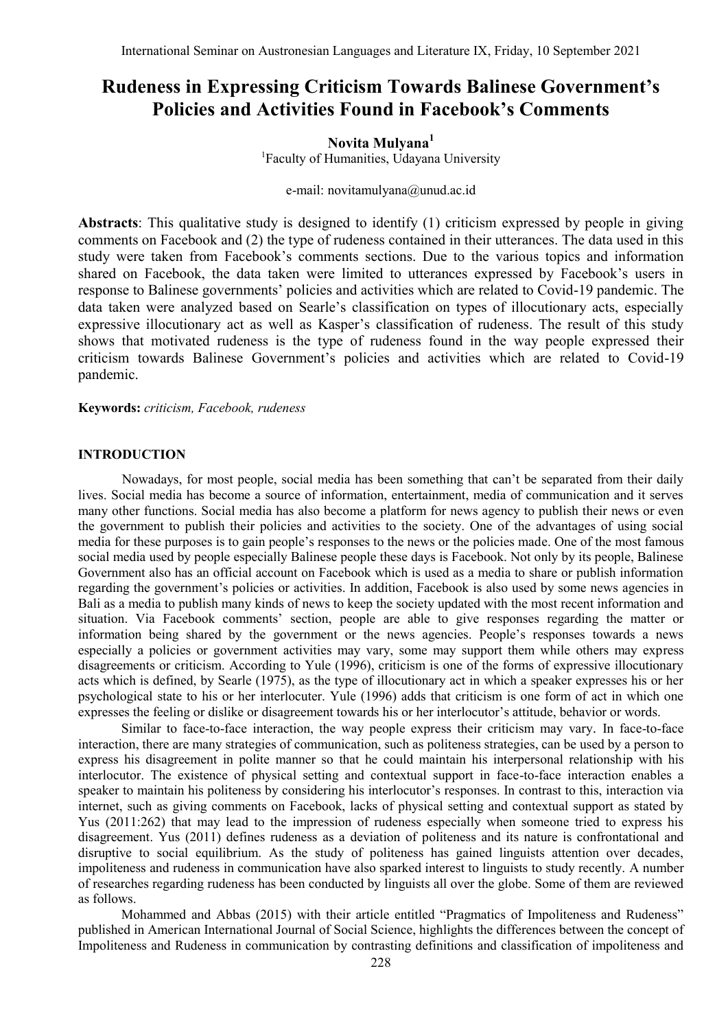# Rudeness in Expressing Criticism Towards Balinese Government's Policies and Activities Found in Facebook's Comments

**Novita Mulyana**[1]

[1]Faculty of Humanities, Udayana University

e-mail: novitamulyana@unud.ac.id

**Abstracts**: This qualitative study is designed to identify (1) criticism expressed by people in giving comments on Facebook and (2) the type of rudeness contained in their utterances. The data used in this study were taken from Facebook's comments sections. Due to the various topics and information shared on Facebook, the data taken were limited to utterances expressed by Facebook's users in response to Balinese governments' policies and activities which are related to Covid-19 pandemic. The data taken were analyzed based on Searle's classification on types of illocutionary acts, especially expressive illocutionary act as well as Kasper's classification of rudeness. The result of this study shows that motivated rudeness is the type of rudeness found in the way people expressed their criticism towards Balinese Government's policies and activities which are related to Covid-19 pandemic.

**Keywords:** *criticism, Facebook, rudeness*

## INTRODUCTION

Nowadays, for most people, social media has been something that can't be separated from their daily lives. Social media has become a source of information, entertainment, media of communication and it serves many other functions. Social media has also become a platform for news agency to publish their news or even the government to publish their policies and activities to the society. One of the advantages of using social media for these purposes is to gain people's responses to the news or the policies made. One of the most famous social media used by people especially Balinese people these days is Facebook. Not only by its people, Balinese Government also has an official account on Facebook which is used as a media to share or publish information regarding the government's policies or activities. In addition, Facebook is also used by some news agencies in Bali as a media to publish many kinds of news to keep the society updated with the most recent information and situation. Via Facebook comments' section, people are able to give responses regarding the matter or information being shared by the government or the news agencies. People's responses towards a news especially a policies or government activities may vary, some may support them while others may express disagreements or criticism. According to Yule (1996), criticism is one of the forms of expressive illocutionary acts which is defined, by Searle (1975), as the type of illocutionary act in which a speaker expresses his or her psychological state to his or her interlocuter. Yule (1996) adds that criticism is one form of act in which one expresses the feeling or dislike or disagreement towards his or her interlocutor's attitude, behavior or words.

Similar to face-to-face interaction, the way people express their criticism may vary. In face-to-face interaction, there are many strategies of communication, such as politeness strategies, can be used by a person to express his disagreement in polite manner so that he could maintain his interpersonal relationship with his interlocutor. The existence of physical setting and contextual support in face-to-face interaction enables a speaker to maintain his politeness by considering his interlocutor's responses. In contrast to this, interaction via internet, such as giving comments on Facebook, lacks of physical setting and contextual support as stated by Yus (2011:262) that may lead to the impression of rudeness especially when someone tried to express his disagreement. Yus (2011) defines rudeness as a deviation of politeness and its nature is confrontational and disruptive to social equilibrium. As the study of politeness has gained linguists attention over decades, impoliteness and rudeness in communication have also sparked interest to linguists to study recently. A number of researches regarding rudeness has been conducted by linguists all over the globe. Some of them are reviewed as follows.

Mohammed and Abbas (2015) with their article entitled "Pragmatics of Impoliteness and Rudeness" published in American International Journal of Social Science, highlights the differences between the concept of Impoliteness and Rudeness in communication by contrasting definitions and classification of impoliteness and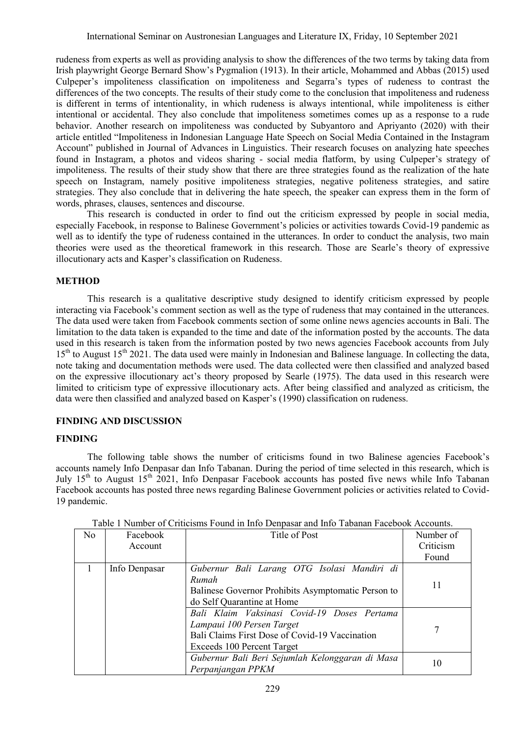rudeness from experts as well as providing analysis to show the differences of the two terms by taking data from Irish playwright George Bernard Show's Pygmalion (1913). In their article, Mohammed and Abbas (2015) used Culpeper's impoliteness classification on impoliteness and Segarra's types of rudeness to contrast the differences of the two concepts. The results of their study come to the conclusion that impoliteness and rudeness is different in terms of intentionality, in which rudeness is always intentional, while impoliteness is either intentional or accidental. They also conclude that impoliteness sometimes comes up as a response to a rude behavior. Another research on impoliteness was conducted by Subyantoro and Apriyanto (2020) with their article entitled "Impoliteness in Indonesian Language Hate Speech on Social Media Contained in the Instagram Account" published in Journal of Advances in Linguistics. Their research focuses on analyzing hate speeches found in Instagram, a photos and videos sharing - social media flatform, by using Culpeper's strategy of impoliteness. The results of their study show that there are three strategies found as the realization of the hate speech on Instagram, namely positive impoliteness strategies, negative politeness strategies, and satire strategies. They also conclude that in delivering the hate speech, the speaker can express them in the form of words, phrases, clauses, sentences and discourse.

This research is conducted in order to find out the criticism expressed by people in social media, especially Facebook, in response to Balinese Government's policies or activities towards Covid-19 pandemic as well as to identify the type of rudeness contained in the utterances. In order to conduct the analysis, two main theories were used as the theoretical framework in this research. Those are Searle's theory of expressive illocutionary acts and Kasper's classification on Rudeness.

## METHOD

This research is a qualitative descriptive study designed to identify criticism expressed by people interacting via Facebook's comment section as well as the type of rudeness that may contained in the utterances. The data used were taken from Facebook comments section of some online news agencies accounts in Bali. The limitation to the data taken is expanded to the time and date of the information posted by the accounts. The data used in this research is taken from the information posted by two news agencies Facebook accounts from July 15th to August 15th 2021. The data used were mainly in Indonesian and Balinese language. In collecting the data, note taking and documentation methods were used. The data collected were then classified and analyzed based on the expressive illocutionary act's theory proposed by Searle (1975). The data used in this research were limited to criticism type of expressive illocutionary acts. After being classified and analyzed as criticism, the data were then classified and analyzed based on Kasper's (1990) classification on rudeness.

## FINDING AND DISCUSSION

## FINDING

The following table shows the number of criticisms found in two Balinese agencies Facebook's accounts namely Info Denpasar dan Info Tabanan. During the period of time selected in this research, which is July 15th to August 15th 2021, Info Denpasar Facebook accounts has posted five news while Info Tabanan Facebook accounts has posted three news regarding Balinese Government policies or activities related to Covid-19 pandemic.

Table 1 Number of Criticisms Found in Info Denpasar and Info Tabanan Facebook Accounts.

| No | Facebook Account | Title of Post | Number of Criticism Found |
|---|---|---|---|
| 1 | Info Denpasar | *Gubernur Bali Larang OTG Isolasi Mandiri di Rumah*<br>Balinese Governor Prohibits Asymptomatic Person to do Self Quarantine at Home | 11 |
| | | *Bali Klaim Vaksinasi Covid-19 Doses Pertama Lampaui 100 Persen Target*<br>Bali Claims First Dose of Covid-19 Vaccination Exceeds 100 Percent Target | 7 |
| | | *Gubernur Bali Beri Sejumlah Kelonggaran di Masa Perpanjangan PPKM* | 10 |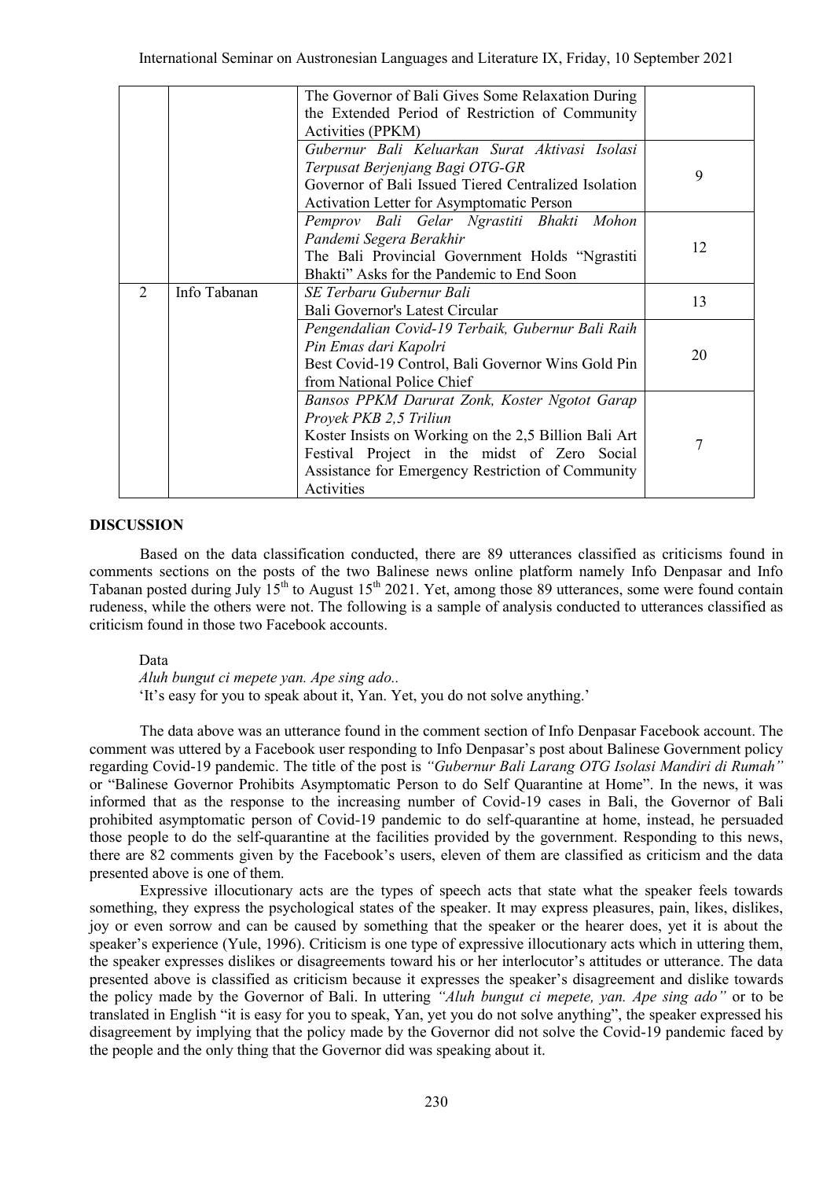| | | | |
|---|---|---|---|
| | | The Governor of Bali Gives Some Relaxation During the Extended Period of Restriction of Community Activities (PPKM) | |
| | | *Gubernur Bali Keluarkan Surat Aktivasi Isolasi Terpusat Berjenjang Bagi OTG-GR* Governor of Bali Issued Tiered Centralized Isolation Activation Letter for Asymptomatic Person | 9 |
| | | *Pemprov Bali Gelar Ngrastiti Bhakti Mohon Pandemi Segera Berakhir* The Bali Provincial Government Holds "Ngrastiti Bhakti" Asks for the Pandemic to End Soon | 12 |
| 2 | Info Tabanan | *SE Terbaru Gubernur Bali* Bali Governor's Latest Circular | 13 |
| | | *Pengendalian Covid-19 Terbaik, Gubernur Bali Raih Pin Emas dari Kapolri* Best Covid-19 Control, Bali Governor Wins Gold Pin from National Police Chief | 20 |
| | | *Bansos PPKM Darurat Zonk, Koster Ngotot Garap Proyek PKB 2,5 Triliun* Koster Insists on Working on the 2,5 Billion Bali Art Festival Project in the midst of Zero Social Assistance for Emergency Restriction of Community Activities | 7 |

## DISCUSSION

Based on the data classification conducted, there are 89 utterances classified as criticisms found in comments sections on the posts of the two Balinese news online platform namely Info Denpasar and Info Tabanan posted during July 15th to August 15th 2021. Yet, among those 89 utterances, some were found contain rudeness, while the others were not. The following is a sample of analysis conducted to utterances classified as criticism found in those two Facebook accounts.

Data
*Aluh bungut ci mepete yan. Ape sing ado..*
'It's easy for you to speak about it, Yan. Yet, you do not solve anything.'

The data above was an utterance found in the comment section of Info Denpasar Facebook account. The comment was uttered by a Facebook user responding to Info Denpasar's post about Balinese Government policy regarding Covid-19 pandemic. The title of the post is *"Gubernur Bali Larang OTG Isolasi Mandiri di Rumah"* or "Balinese Governor Prohibits Asymptomatic Person to do Self Quarantine at Home". In the news, it was informed that as the response to the increasing number of Covid-19 cases in Bali, the Governor of Bali prohibited asymptomatic person of Covid-19 pandemic to do self-quarantine at home, instead, he persuaded those people to do the self-quarantine at the facilities provided by the government. Responding to this news, there are 82 comments given by the Facebook's users, eleven of them are classified as criticism and the data presented above is one of them.

Expressive illocutionary acts are the types of speech acts that state what the speaker feels towards something, they express the psychological states of the speaker. It may express pleasures, pain, likes, dislikes, joy or even sorrow and can be caused by something that the speaker or the hearer does, yet it is about the speaker's experience (Yule, 1996). Criticism is one type of expressive illocutionary acts which in uttering them, the speaker expresses dislikes or disagreements toward his or her interlocutor's attitudes or utterance. The data presented above is classified as criticism because it expresses the speaker's disagreement and dislike towards the policy made by the Governor of Bali. In uttering *"Aluh bungut ci mepete, yan. Ape sing ado"* or to be translated in English "it is easy for you to speak, Yan, yet you do not solve anything", the speaker expressed his disagreement by implying that the policy made by the Governor did not solve the Covid-19 pandemic faced by the people and the only thing that the Governor did was speaking about it.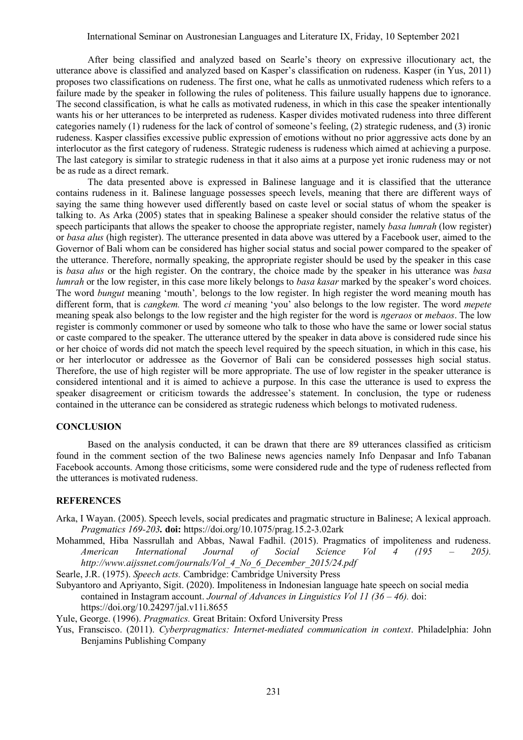After being classified and analyzed based on Searle's theory on expressive illocutionary act, the utterance above is classified and analyzed based on Kasper's classification on rudeness. Kasper (in Yus, 2011) proposes two classifications on rudeness. The first one, what he calls as unmotivated rudeness which refers to a failure made by the speaker in following the rules of politeness. This failure usually happens due to ignorance. The second classification, is what he calls as motivated rudeness, in which in this case the speaker intentionally wants his or her utterances to be interpreted as rudeness. Kasper divides motivated rudeness into three different categories namely (1) rudeness for the lack of control of someone's feeling, (2) strategic rudeness, and (3) ironic rudeness. Kasper classifies excessive public expression of emotions without no prior aggressive acts done by an interlocutor as the first category of rudeness. Strategic rudeness is rudeness which aimed at achieving a purpose. The last category is similar to strategic rudeness in that it also aims at a purpose yet ironic rudeness may or not be as rude as a direct remark.

The data presented above is expressed in Balinese language and it is classified that the utterance contains rudeness in it. Balinese language possesses speech levels, meaning that there are different ways of saying the same thing however used differently based on caste level or social status of whom the speaker is talking to. As Arka (2005) states that in speaking Balinese a speaker should consider the relative status of the speech participants that allows the speaker to choose the appropriate register, namely *basa lumrah* (low register) or *basa alus* (high register). The utterance presented in data above was uttered by a Facebook user, aimed to the Governor of Bali whom can be considered has higher social status and social power compared to the speaker of the utterance. Therefore, normally speaking, the appropriate register should be used by the speaker in this case is *basa alus* or the high register. On the contrary, the choice made by the speaker in his utterance was *basa lumrah* or the low register, in this case more likely belongs to *basa kasar* marked by the speaker's word choices. The word *bungut* meaning 'mouth', belongs to the low register. In high register the word meaning mouth has different form, that is *cangkem.* The word *ci* meaning 'you' also belongs to the low register. The word *mepete* meaning speak also belongs to the low register and the high register for the word is *ngeraos* or *mebaos*. The low register is commonly commoner or used by someone who talk to those who have the same or lower social status or caste compared to the speaker. The utterance uttered by the speaker in data above is considered rude since his or her choice of words did not match the speech level required by the speech situation, in which in this case, his or her interlocutor or addressee as the Governor of Bali can be considered possesses high social status. Therefore, the use of high register will be more appropriate. The use of low register in the speaker utterance is considered intentional and it is aimed to achieve a purpose. In this case the utterance is used to express the speaker disagreement or criticism towards the addressee's statement. In conclusion, the type or rudeness contained in the utterance can be considered as strategic rudeness which belongs to motivated rudeness.

## CONCLUSION

Based on the analysis conducted, it can be drawn that there are 89 utterances classified as criticism found in the comment section of the two Balinese news agencies namely Info Denpasar and Info Tabanan Facebook accounts. Among those criticisms, some were considered rude and the type of rudeness reflected from the utterances is motivated rudeness.

## REFERENCES

Arka, I Wayan. (2005). Speech levels, social predicates and pragmatic structure in Balinese; A lexical approach. *Pragmatics 169-203.* **doi:** https://doi.org/10.1075/prag.15.2-3.02ark

Mohammed, Hiba Nassrullah and Abbas, Nawal Fadhil. (2015). Pragmatics of impoliteness and rudeness. *American International Journal of Social Science Vol 4 (195 – 205). http://www.aijssnet.com/journals/Vol_4_No_6_December_2015/24.pdf*

Searle, J.R. (1975). *Speech acts.* Cambridge: Cambridge University Press

Subyantoro and Apriyanto, Sigit. (2020). Impoliteness in Indonesian language hate speech on social media contained in Instagram account. *Journal of Advances in Linguistics Vol 11 (36 – 46).* doi: https://doi.org/10.24297/jal.v11i.8655

Yule, George. (1996). *Pragmatics.* Great Britain: Oxford University Press

Yus, Franscisco. (2011). *Cyberpragmatics: Internet-mediated communication in context*. Philadelphia: John Benjamins Publishing Company